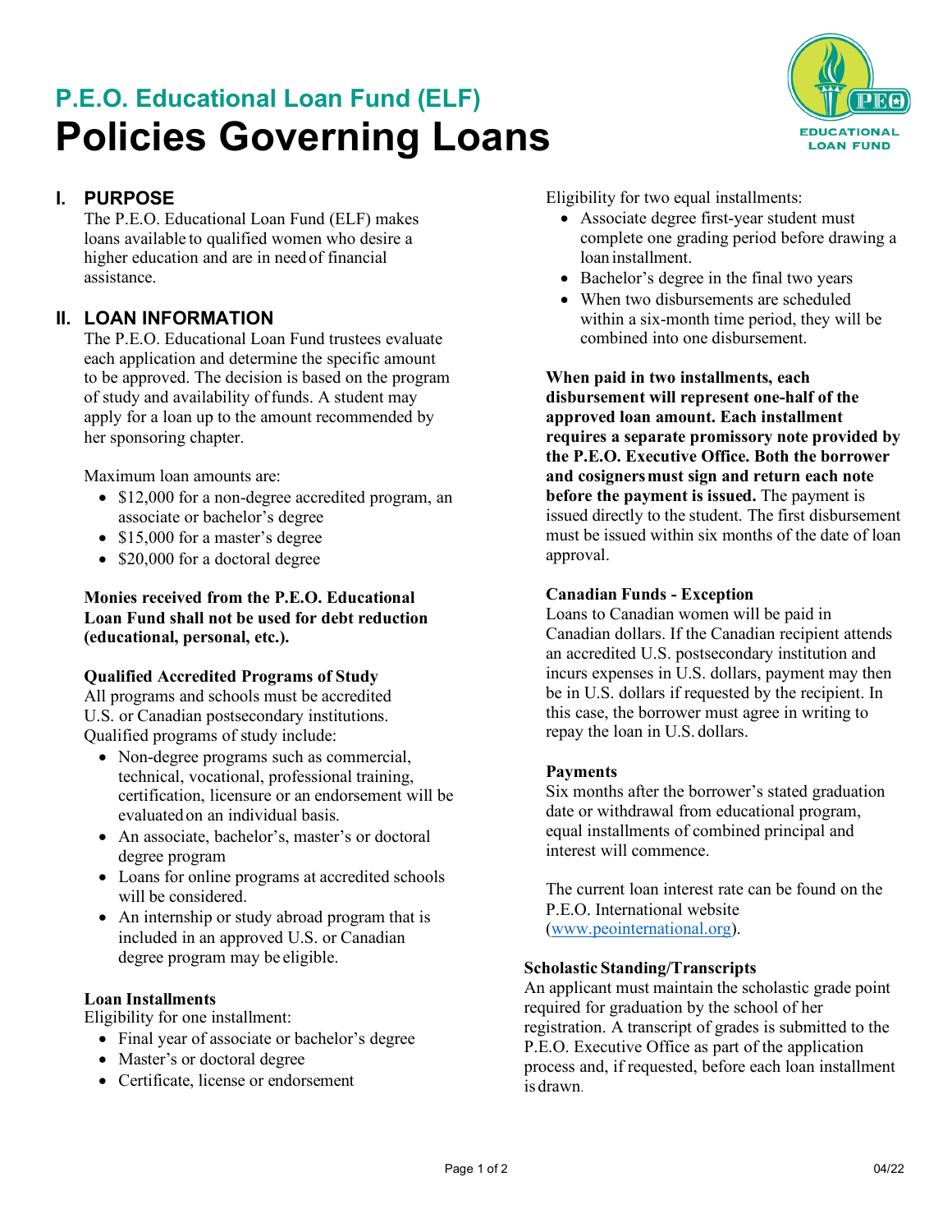## P.E.O. Educational Loan Fund (ELF)

# Policies Governing Loans

## I. PURPOSE

The P.E.O. Educational Loan Fund (ELF) makes loans available to qualified women who desire a higher education and are in need of financial assistance.

## II. LOAN INFORMATION

The P.E.O. Educational Loan Fund trustees evaluate each application and determine the specific amount to be approved. The decision is based on the program of study and availability of funds. A student may apply for a loan up to the amount recommended by her sponsoring chapter.

Maximum loan amounts are:

- $12,000 for a non-degree accredited program, an associate or bachelor's degree
- $15,000 for a master's degree
- $20,000 for a doctoral degree

**Monies received from the P.E.O. Educational Loan Fund shall not be used for debt reduction (educational, personal, etc.).**

**Qualified Accredited Programs of Study**

All programs and schools must be accredited U.S. or Canadian postsecondary institutions. Qualified programs of study include:

- Non-degree programs such as commercial, technical, vocational, professional training, certification, licensure or an endorsement will be evaluated on an individual basis.
- An associate, bachelor's, master's or doctoral degree program
- Loans for online programs at accredited schools will be considered.
- An internship or study abroad program that is included in an approved U.S. or Canadian degree program may be eligible.

**Loan Installments**

Eligibility for one installment:

- Final year of associate or bachelor's degree
- Master's or doctoral degree
- Certificate, license or endorsement

Eligibility for two equal installments:

- Associate degree first-year student must complete one grading period before drawing a loan installment.
- Bachelor's degree in the final two years
- When two disbursements are scheduled within a six-month time period, they will be combined into one disbursement.

**When paid in two installments, each disbursement will represent one-half of the approved loan amount. Each installment requires a separate promissory note provided by the P.E.O. Executive Office. Both the borrower and cosigners must sign and return each note before the payment is issued.** The payment is issued directly to the student. The first disbursement must be issued within six months of the date of loan approval.

**Canadian Funds - Exception**

Loans to Canadian women will be paid in Canadian dollars. If the Canadian recipient attends an accredited U.S. postsecondary institution and incurs expenses in U.S. dollars, payment may then be in U.S. dollars if requested by the recipient. In this case, the borrower must agree in writing to repay the loan in U.S. dollars.

**Payments**

Six months after the borrower's stated graduation date or withdrawal from educational program, equal installments of combined principal and interest will commence.

The current loan interest rate can be found on the P.E.O. International website (www.peointernational.org).

**Scholastic Standing/Transcripts**

An applicant must maintain the scholastic grade point required for graduation by the school of her registration. A transcript of grades is submitted to the P.E.O. Executive Office as part of the application process and, if requested, before each loan installment is drawn.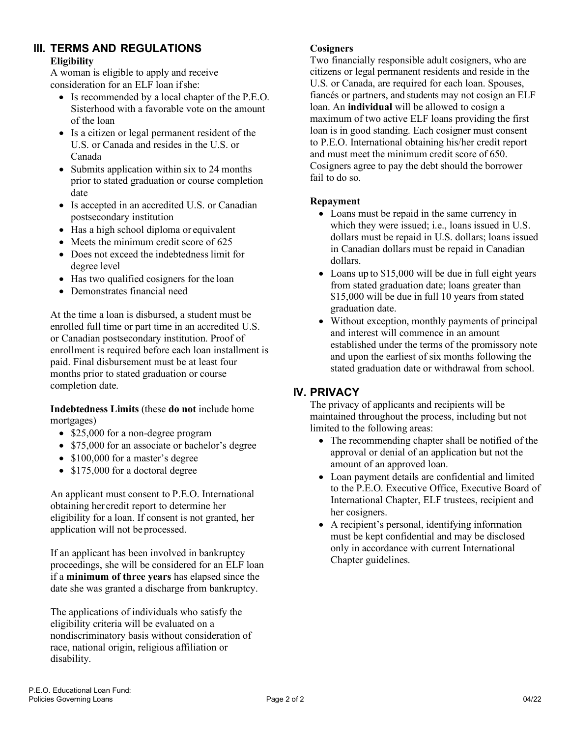## III. TERMS AND REGULATIONS

**Eligibility**

A woman is eligible to apply and receive consideration for an ELF loan if she:

- Is recommended by a local chapter of the P.E.O. Sisterhood with a favorable vote on the amount of the loan
- Is a citizen or legal permanent resident of the U.S. or Canada and resides in the U.S. or Canada
- Submits application within six to 24 months prior to stated graduation or course completion date
- Is accepted in an accredited U.S. or Canadian postsecondary institution
- Has a high school diploma or equivalent
- Meets the minimum credit score of 625
- Does not exceed the indebtedness limit for degree level
- Has two qualified cosigners for the loan
- Demonstrates financial need

At the time a loan is disbursed, a student must be enrolled full time or part time in an accredited U.S. or Canadian postsecondary institution. Proof of enrollment is required before each loan installment is paid. Final disbursement must be at least four months prior to stated graduation or course completion date.

**Indebtedness Limits** (these **do not** include home mortgages)

- $25,000 for a non-degree program
- $75,000 for an associate or bachelor's degree
- $100,000 for a master's degree
- $175,000 for a doctoral degree

An applicant must consent to P.E.O. International obtaining her credit report to determine her eligibility for a loan. If consent is not granted, her application will not be processed.

If an applicant has been involved in bankruptcy proceedings, she will be considered for an ELF loan if a **minimum of three years** has elapsed since the date she was granted a discharge from bankruptcy.

The applications of individuals who satisfy the eligibility criteria will be evaluated on a nondiscriminatory basis without consideration of race, national origin, religious affiliation or disability.

**Cosigners**

Two financially responsible adult cosigners, who are citizens or legal permanent residents and reside in the U.S. or Canada, are required for each loan. Spouses, fiancés or partners, and students may not cosign an ELF loan. An **individual** will be allowed to cosign a maximum of two active ELF loans providing the first loan is in good standing. Each cosigner must consent to P.E.O. International obtaining his/her credit report and must meet the minimum credit score of 650. Cosigners agree to pay the debt should the borrower fail to do so.

**Repayment**

- Loans must be repaid in the same currency in which they were issued; i.e., loans issued in U.S. dollars must be repaid in U.S. dollars; loans issued in Canadian dollars must be repaid in Canadian dollars.
- Loans up to $15,000 will be due in full eight years from stated graduation date; loans greater than $15,000 will be due in full 10 years from stated graduation date.
- Without exception, monthly payments of principal and interest will commence in an amount established under the terms of the promissory note and upon the earliest of six months following the stated graduation date or withdrawal from school.

## IV. PRIVACY

The privacy of applicants and recipients will be maintained throughout the process, including but not limited to the following areas:

- The recommending chapter shall be notified of the approval or denial of an application but not the amount of an approved loan.
- Loan payment details are confidential and limited to the P.E.O. Executive Office, Executive Board of International Chapter, ELF trustees, recipient and her cosigners.
- A recipient's personal, identifying information must be kept confidential and may be disclosed only in accordance with current International Chapter guidelines.